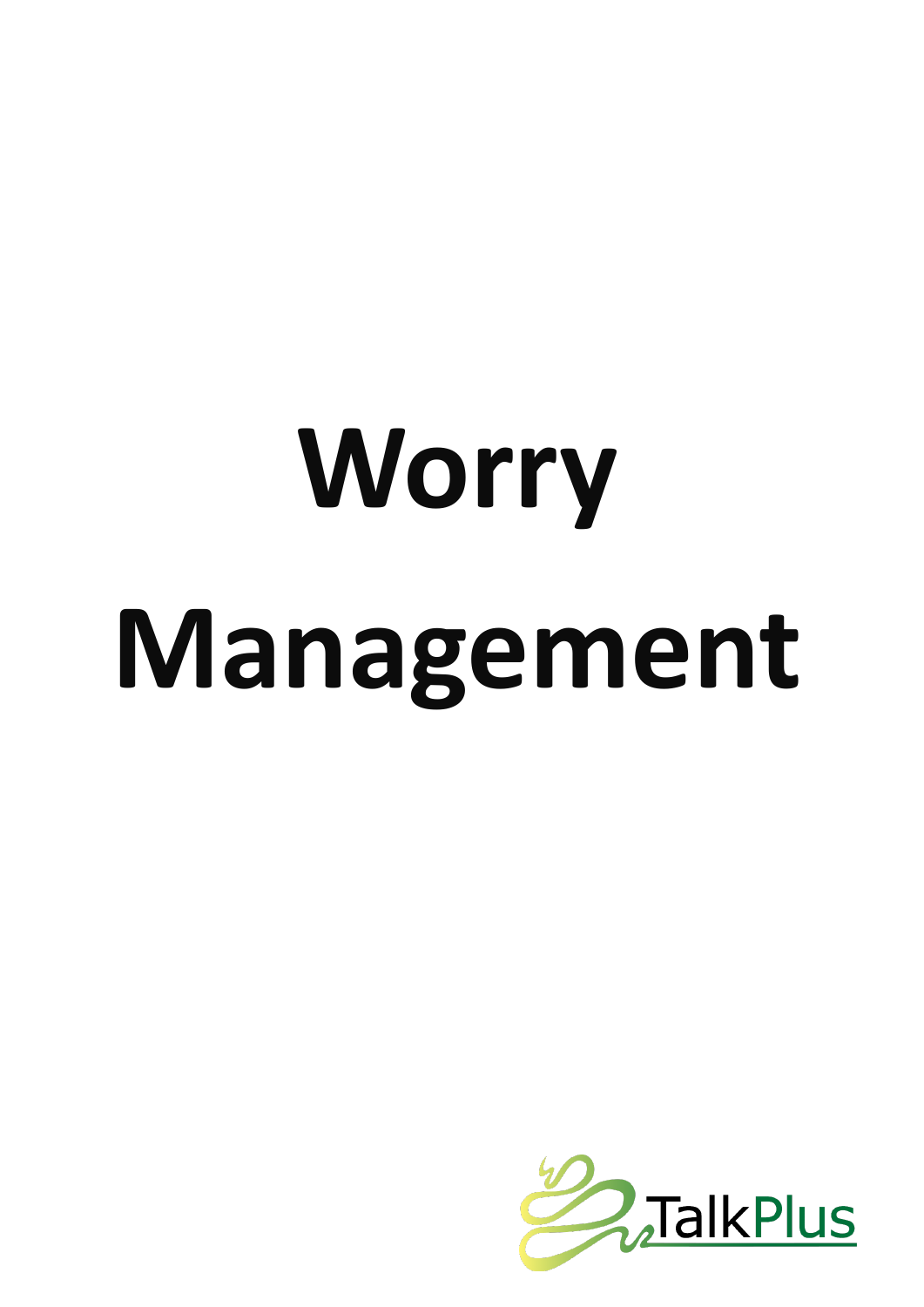# Worry Management

TalkPlus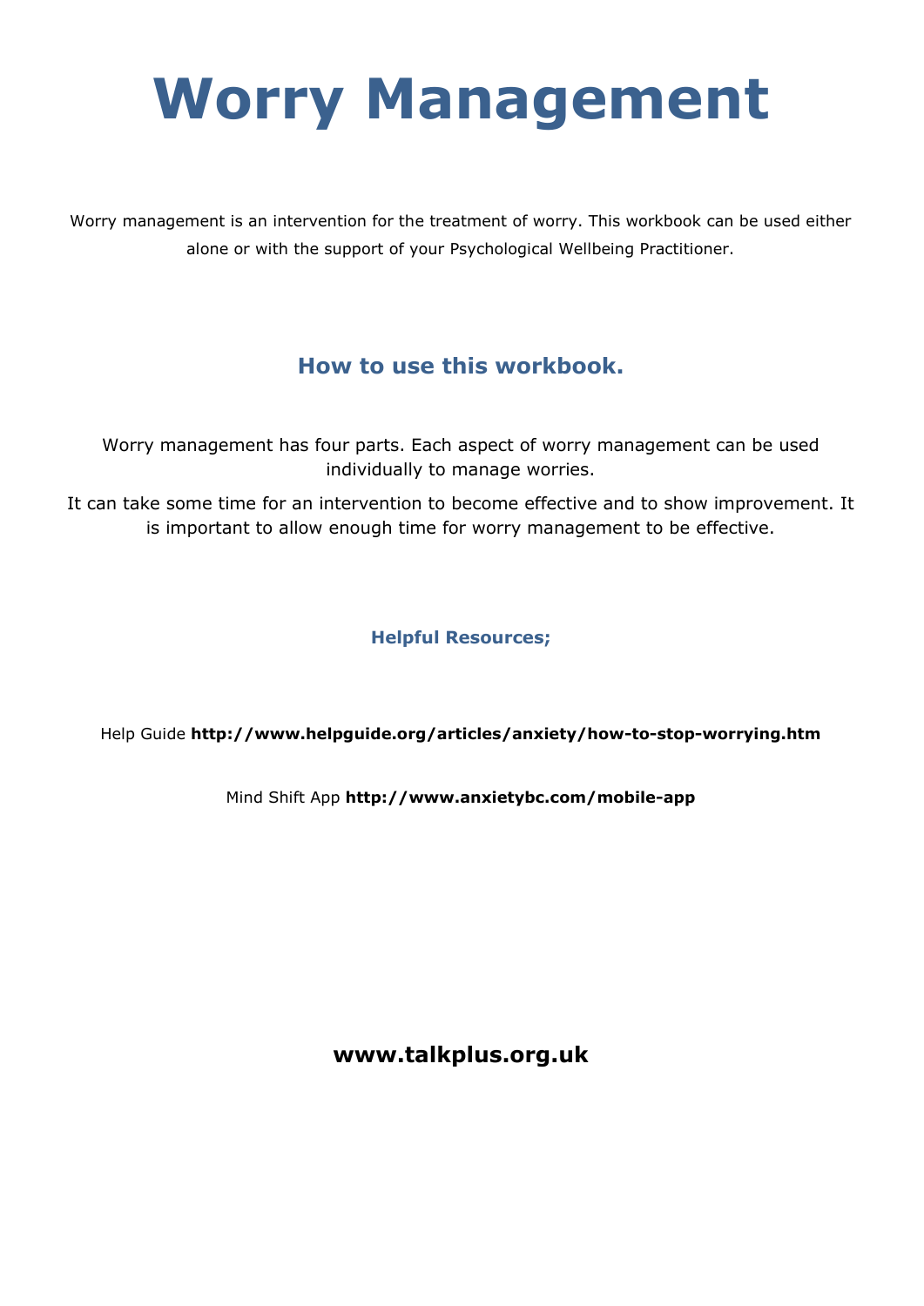# Worry Management

Worry management is an intervention for the treatment of worry. This workbook can be used either alone or with the support of your Psychological Wellbeing Practitioner.

## How to use this workbook.

Worry management has four parts. Each aspect of worry management can be used individually to manage worries.

It can take some time for an intervention to become effective and to show improvement. It is important to allow enough time for worry management to be effective.

### Helpful Resources;

Help Guide **http://www.helpguide.org/articles/anxiety/how-to-stop-worrying.htm**

Mind Shift App **http://www.anxietybc.com/mobile-app**

**www.talkplus.org.uk**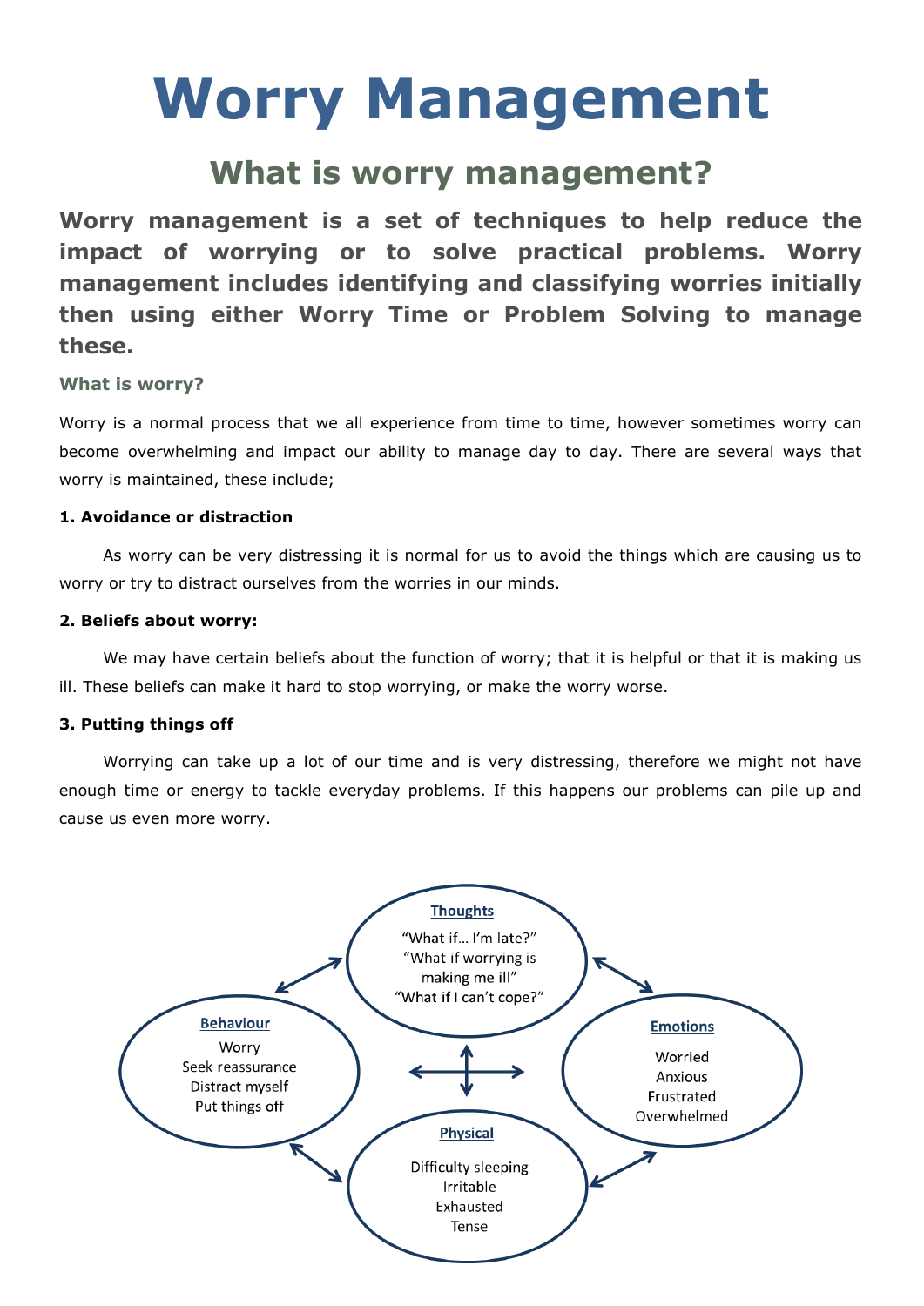# Worry Management

## What is worry management?

**Worry management is a set of techniques to help reduce the impact of worrying or to solve practical problems. Worry management includes identifying and classifying worries initially then using either Worry Time or Problem Solving to manage these.**

### What is worry?

Worry is a normal process that we all experience from time to time, however sometimes worry can become overwhelming and impact our ability to manage day to day. There are several ways that worry is maintained, these include;

**1. Avoidance or distraction**

As worry can be very distressing it is normal for us to avoid the things which are causing us to worry or try to distract ourselves from the worries in our minds.

**2. Beliefs about worry:**

We may have certain beliefs about the function of worry; that it is helpful or that it is making us ill. These beliefs can make it hard to stop worrying, or make the worry worse.

**3. Putting things off**

Worrying can take up a lot of our time and is very distressing, therefore we might not have enough time or energy to tackle everyday problems. If this happens our problems can pile up and cause us even more worry.

**Thoughts**
"What if… I'm late?"
"What if worrying is making me ill"
"What if I can't cope?"

**Behaviour**
Worry
Seek reassurance
Distract myself
Put things off

**Emotions**
Worried
Anxious
Frustrated
Overwhelmed

**Physical**
Difficulty sleeping
Irritable
Exhausted
Tense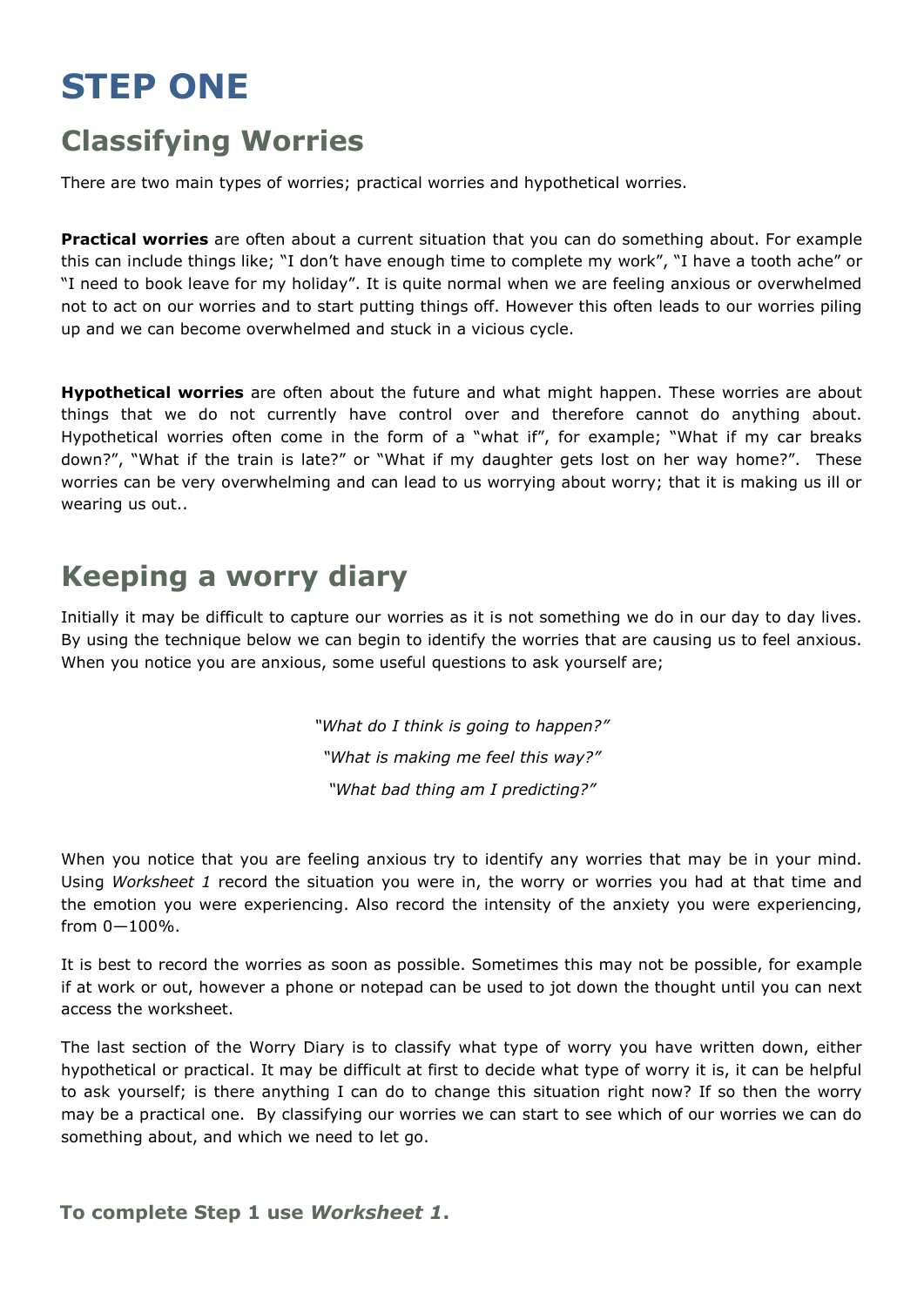# STEP ONE

## Classifying Worries

There are two main types of worries; practical worries and hypothetical worries.

**Practical worries** are often about a current situation that you can do something about. For example this can include things like; "I don't have enough time to complete my work", "I have a tooth ache" or "I need to book leave for my holiday". It is quite normal when we are feeling anxious or overwhelmed not to act on our worries and to start putting things off. However this often leads to our worries piling up and we can become overwhelmed and stuck in a vicious cycle.

**Hypothetical worries** are often about the future and what might happen. These worries are about things that we do not currently have control over and therefore cannot do anything about. Hypothetical worries often come in the form of a "what if", for example; "What if my car breaks down?", "What if the train is late?" or "What if my daughter gets lost on her way home?". These worries can be very overwhelming and can lead to us worrying about worry; that it is making us ill or wearing us out..

## Keeping a worry diary

Initially it may be difficult to capture our worries as it is not something we do in our day to day lives. By using the technique below we can begin to identify the worries that are causing us to feel anxious. When you notice you are anxious, some useful questions to ask yourself are;

*"What do I think is going to happen?"*

*"What is making me feel this way?"*

*"What bad thing am I predicting?"*

When you notice that you are feeling anxious try to identify any worries that may be in your mind. Using *Worksheet 1* record the situation you were in, the worry or worries you had at that time and the emotion you were experiencing. Also record the intensity of the anxiety you were experiencing, from 0—100%.

It is best to record the worries as soon as possible. Sometimes this may not be possible, for example if at work or out, however a phone or notepad can be used to jot down the thought until you can next access the worksheet.

The last section of the Worry Diary is to classify what type of worry you have written down, either hypothetical or practical. It may be difficult at first to decide what type of worry it is, it can be helpful to ask yourself; is there anything I can do to change this situation right now? If so then the worry may be a practical one. By classifying our worries we can start to see which of our worries we can do something about, and which we need to let go.

**To complete Step 1 use *Worksheet 1*.**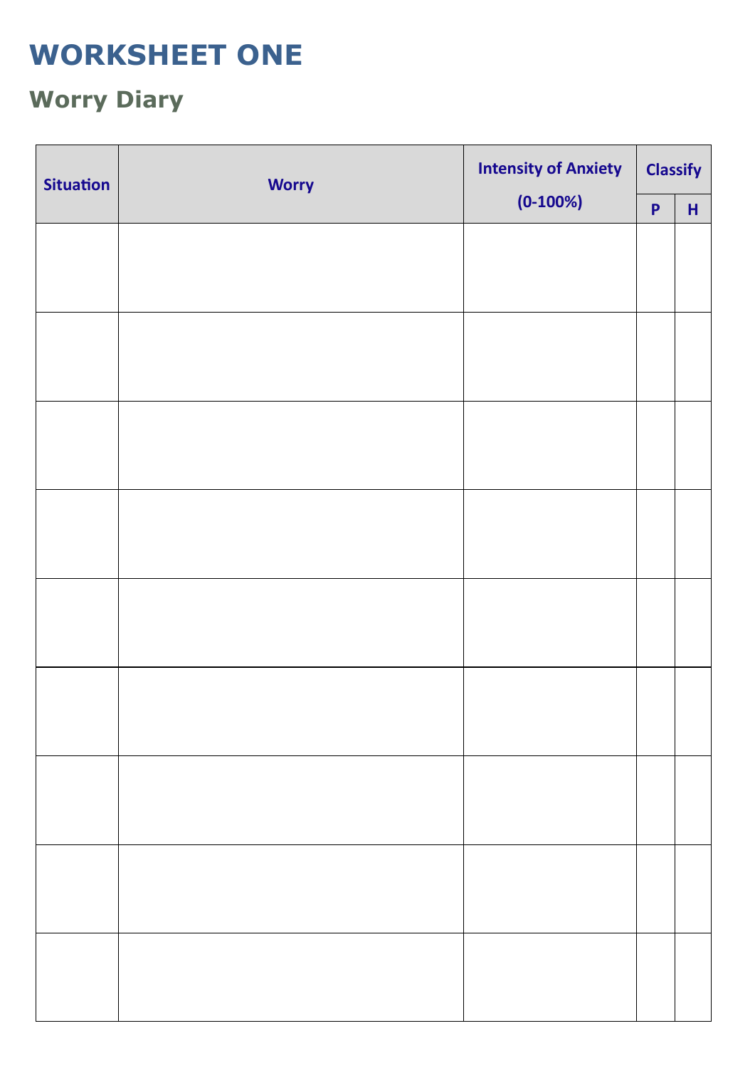# WORKSHEET ONE

## Worry Diary

| Situation | Worry | Intensity of Anxiety (0-100%) | Classify | |
|---|---|---|---|---|
| | | | P | H |
| | | | | |
| | | | | |
| | | | | |
| | | | | |
| | | | | |
| | | | | |
| | | | | |
| | | | | |
| | | | | |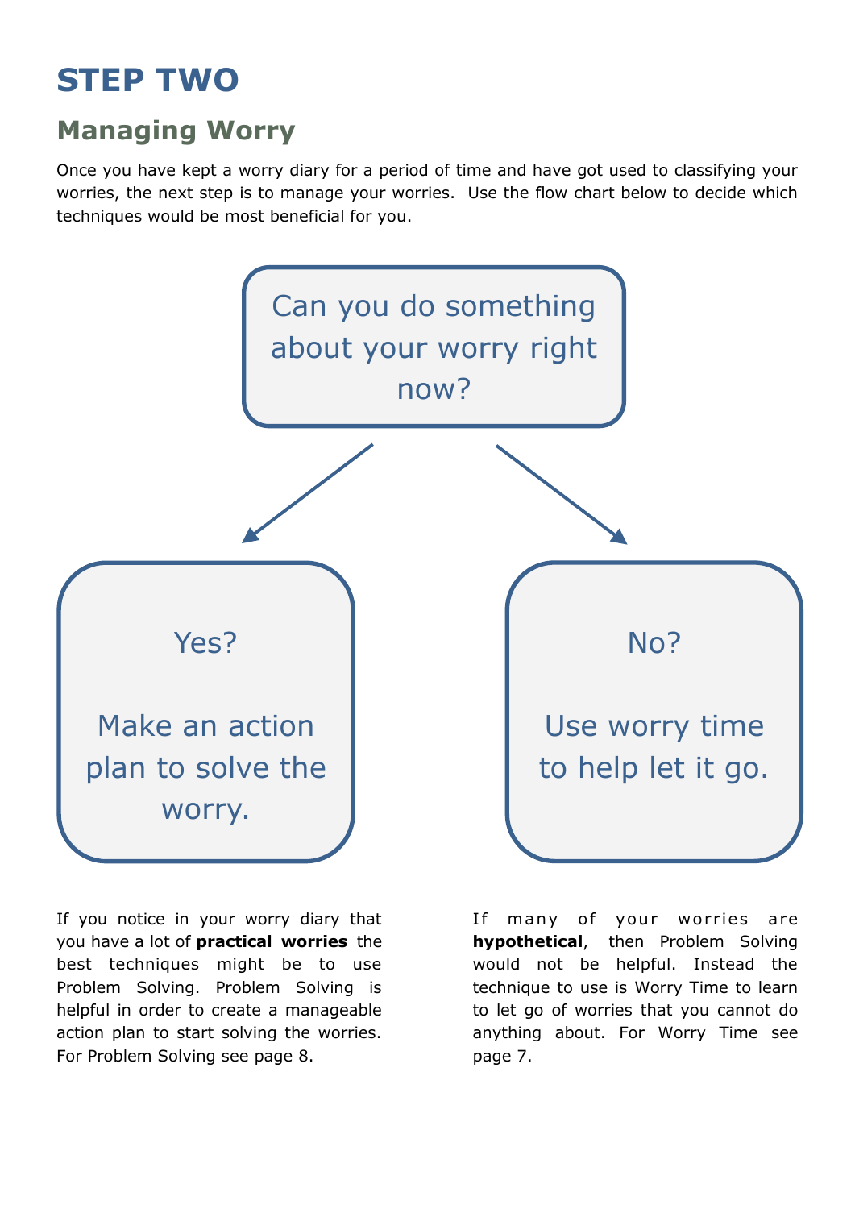# STEP TWO

## Managing Worry

Once you have kept a worry diary for a period of time and have got used to classifying your worries, the next step is to manage your worries. Use the flow chart below to decide which techniques would be most beneficial for you.

Can you do something about your worry right now?

Yes?

Make an action plan to solve the worry.

No?

Use worry time to help let it go.

If you notice in your worry diary that you have a lot of **practical worries** the best techniques might be to use Problem Solving. Problem Solving is helpful in order to create a manageable action plan to start solving the worries. For Problem Solving see page 8.

If many of your worries are **hypothetical**, then Problem Solving would not be helpful. Instead the technique to use is Worry Time to learn to let go of worries that you cannot do anything about. For Worry Time see page 7.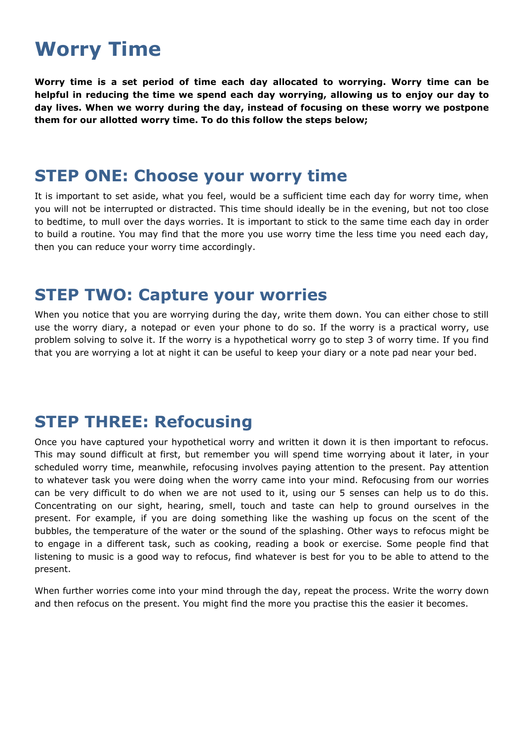# Worry Time

**Worry time is a set period of time each day allocated to worrying. Worry time can be helpful in reducing the time we spend each day worrying, allowing us to enjoy our day to day lives. When we worry during the day, instead of focusing on these worry we postpone them for our allotted worry time. To do this follow the steps below;**

## STEP ONE: Choose your worry time

It is important to set aside, what you feel, would be a sufficient time each day for worry time, when you will not be interrupted or distracted. This time should ideally be in the evening, but not too close to bedtime, to mull over the days worries. It is important to stick to the same time each day in order to build a routine. You may find that the more you use worry time the less time you need each day, then you can reduce your worry time accordingly.

## STEP TWO: Capture your worries

When you notice that you are worrying during the day, write them down. You can either chose to still use the worry diary, a notepad or even your phone to do so. If the worry is a practical worry, use problem solving to solve it. If the worry is a hypothetical worry go to step 3 of worry time. If you find that you are worrying a lot at night it can be useful to keep your diary or a note pad near your bed.

## STEP THREE: Refocusing

Once you have captured your hypothetical worry and written it down it is then important to refocus. This may sound difficult at first, but remember you will spend time worrying about it later, in your scheduled worry time, meanwhile, refocusing involves paying attention to the present. Pay attention to whatever task you were doing when the worry came into your mind. Refocusing from our worries can be very difficult to do when we are not used to it, using our 5 senses can help us to do this. Concentrating on our sight, hearing, smell, touch and taste can help to ground ourselves in the present. For example, if you are doing something like the washing up focus on the scent of the bubbles, the temperature of the water or the sound of the splashing. Other ways to refocus might be to engage in a different task, such as cooking, reading a book or exercise. Some people find that listening to music is a good way to refocus, find whatever is best for you to be able to attend to the present.

When further worries come into your mind through the day, repeat the process. Write the worry down and then refocus on the present. You might find the more you practise this the easier it becomes.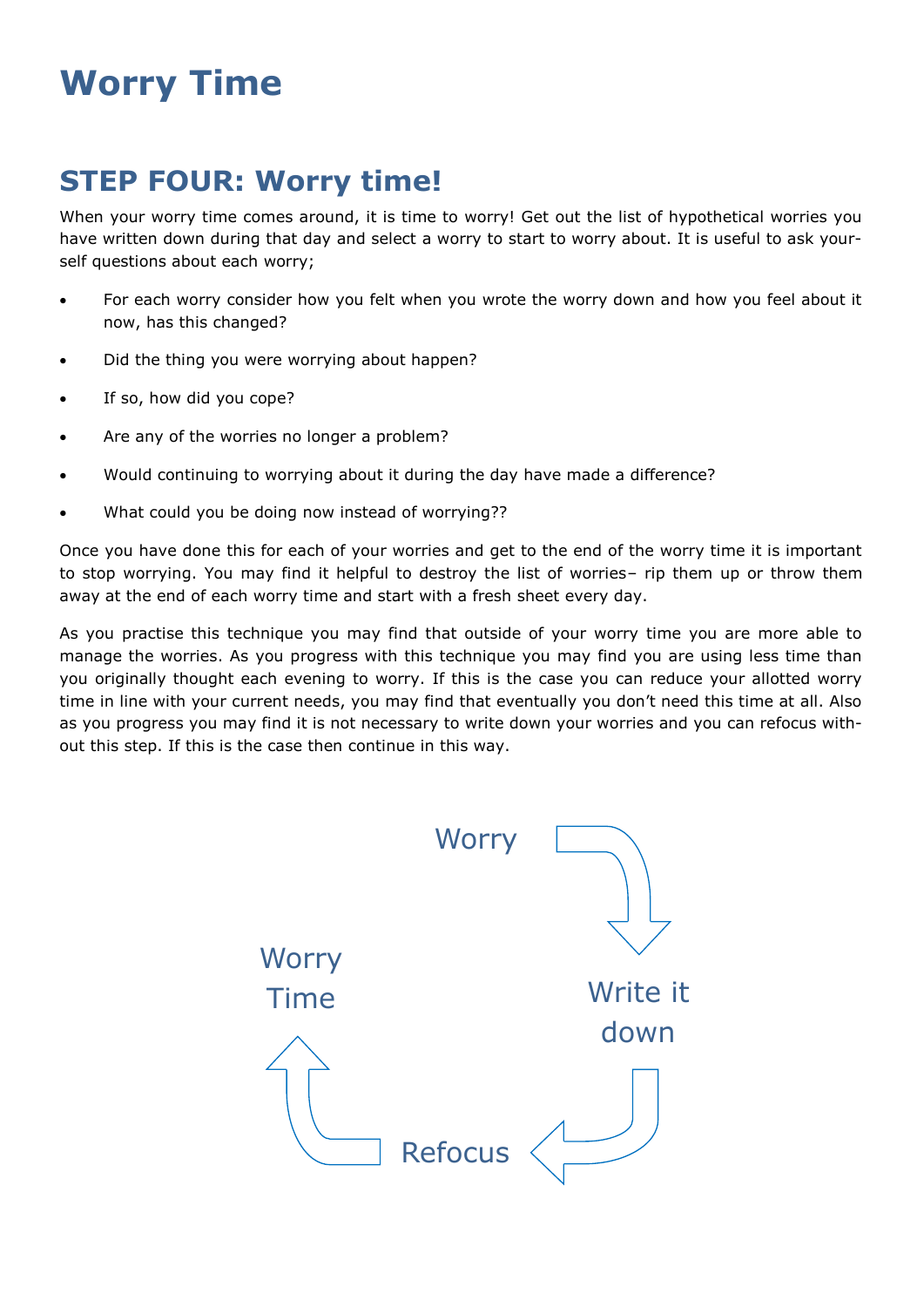# Worry Time

## STEP FOUR: Worry time!

When your worry time comes around, it is time to worry! Get out the list of hypothetical worries you have written down during that day and select a worry to start to worry about. It is useful to ask yourself questions about each worry;

- For each worry consider how you felt when you wrote the worry down and how you feel about it now, has this changed?
- Did the thing you were worrying about happen?
- If so, how did you cope?
- Are any of the worries no longer a problem?
- Would continuing to worrying about it during the day have made a difference?
- What could you be doing now instead of worrying??

Once you have done this for each of your worries and get to the end of the worry time it is important to stop worrying. You may find it helpful to destroy the list of worries– rip them up or throw them away at the end of each worry time and start with a fresh sheet every day.

As you practise this technique you may find that outside of your worry time you are more able to manage the worries. As you progress with this technique you may find you are using less time than you originally thought each evening to worry. If this is the case you can reduce your allotted worry time in line with your current needs, you may find that eventually you don't need this time at all. Also as you progress you may find it is not necessary to write down your worries and you can refocus without this step. If this is the case then continue in this way.

Worry → Write it down → Refocus → Worry Time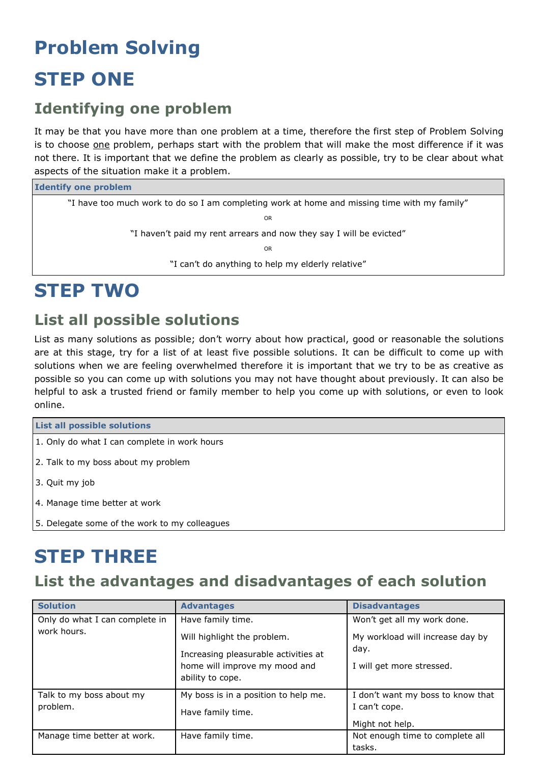# Problem Solving

# STEP ONE

## Identifying one problem

It may be that you have more than one problem at a time, therefore the first step of Problem Solving is to choose <u>one</u> problem, perhaps start with the problem that will make the most difference if it was not there. It is important that we define the problem as clearly as possible, try to be clear about what aspects of the situation make it a problem.

| Identify one problem |
| --- |
| "I have too much work to do so I am completing work at home and missing time with my family" |
| OR |
| "I haven't paid my rent arrears and now they say I will be evicted" |
| OR |
| "I can't do anything to help my elderly relative" |

# STEP TWO

## List all possible solutions

List as many solutions as possible; don't worry about how practical, good or reasonable the solutions are at this stage, try for a list of at least five possible solutions. It can be difficult to come up with solutions when we are feeling overwhelmed therefore it is important that we try to be as creative as possible so you can come up with solutions you may not have thought about previously. It can also be helpful to ask a trusted friend or family member to help you come up with solutions, or even to look online.

| List all possible solutions |
| --- |
| 1. Only do what I can complete in work hours |
| 2. Talk to my boss about my problem |
| 3. Quit my job |
| 4. Manage time better at work |
| 5. Delegate some of the work to my colleagues |

# STEP THREE

## List the advantages and disadvantages of each solution

| Solution | Advantages | Disadvantages |
| --- | --- | --- |
| Only do what I can complete in work hours. | Have family time.<br>Will highlight the problem.<br>Increasing pleasurable activities at home will improve my mood and ability to cope. | Won't get all my work done.<br>My workload will increase day by day.<br>I will get more stressed. |
| Talk to my boss about my problem. | My boss is in a position to help me.<br>Have family time. | I don't want my boss to know that I can't cope.<br>Might not help. |
| Manage time better at work. | Have family time. | Not enough time to complete all tasks. |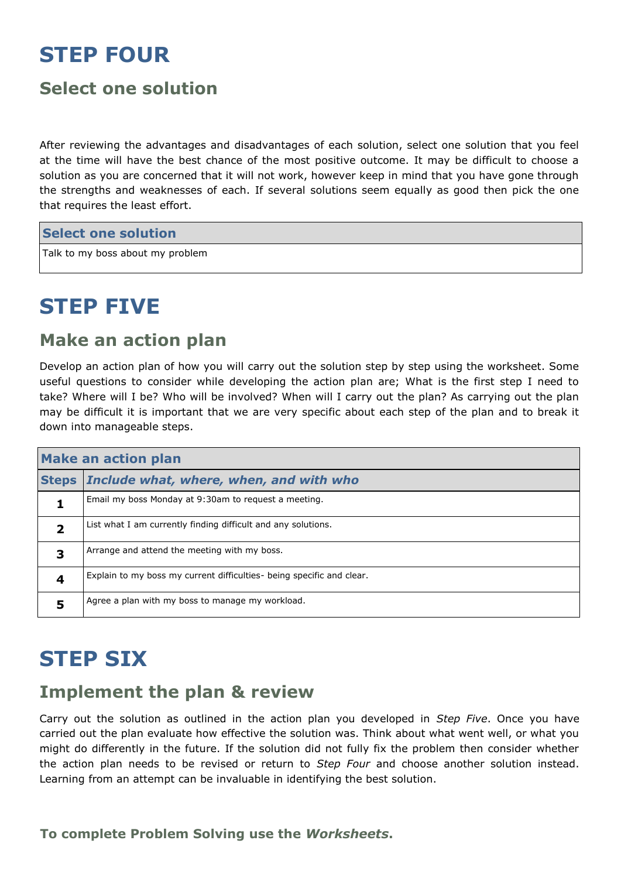# STEP FOUR

## Select one solution

After reviewing the advantages and disadvantages of each solution, select one solution that you feel at the time will have the best chance of the most positive outcome. It may be difficult to choose a solution as you are concerned that it will not work, however keep in mind that you have gone through the strengths and weaknesses of each. If several solutions seem equally as good then pick the one that requires the least effort.

| Select one solution |
|---|
| Talk to my boss about my problem |

# STEP FIVE

## Make an action plan

Develop an action plan of how you will carry out the solution step by step using the worksheet. Some useful questions to consider while developing the action plan are; What is the first step I need to take? Where will I be? Who will be involved? When will I carry out the plan? As carrying out the plan may be difficult it is important that we are very specific about each step of the plan and to break it down into manageable steps.

| Make an action plan | |
|---|---|
| **Steps** | ***Include what, where, when, and with who*** |
| **1** | Email my boss Monday at 9:30am to request a meeting. |
| **2** | List what I am currently finding difficult and any solutions. |
| **3** | Arrange and attend the meeting with my boss. |
| **4** | Explain to my boss my current difficulties- being specific and clear. |
| **5** | Agree a plan with my boss to manage my workload. |

# STEP SIX

## Implement the plan & review

Carry out the solution as outlined in the action plan you developed in *Step Five*. Once you have carried out the plan evaluate how effective the solution was. Think about what went well, or what you might do differently in the future. If the solution did not fully fix the problem then consider whether the action plan needs to be revised or return to *Step Four* and choose another solution instead. Learning from an attempt can be invaluable in identifying the best solution.

**To complete Problem Solving use the *Worksheets*.**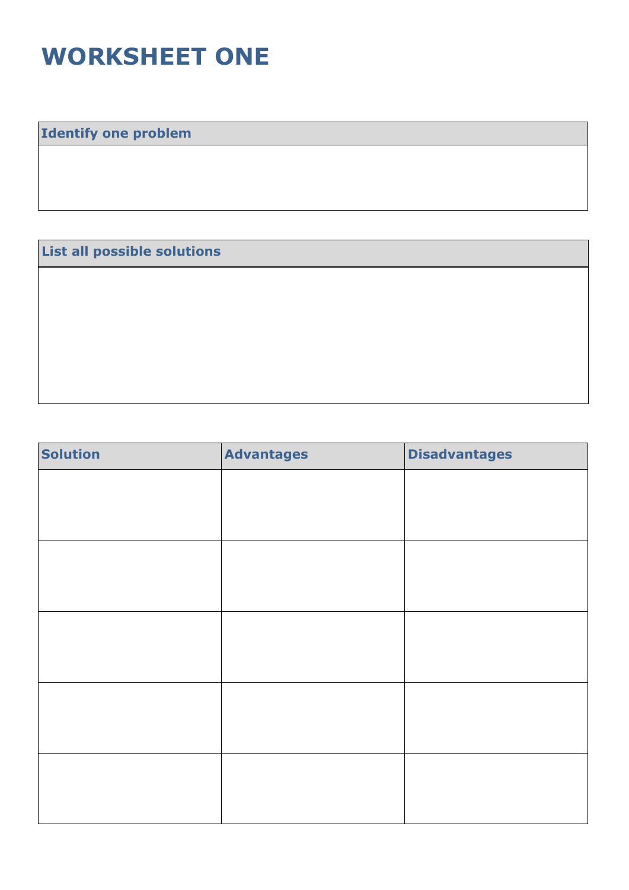# WORKSHEET ONE

| Identify one problem |
| --- |
| |

| List all possible solutions |
| --- |
| |

| Solution | Advantages | Disadvantages |
| --- | --- | --- |
| | | |
| | | |
| | | |
| | | |
| | | |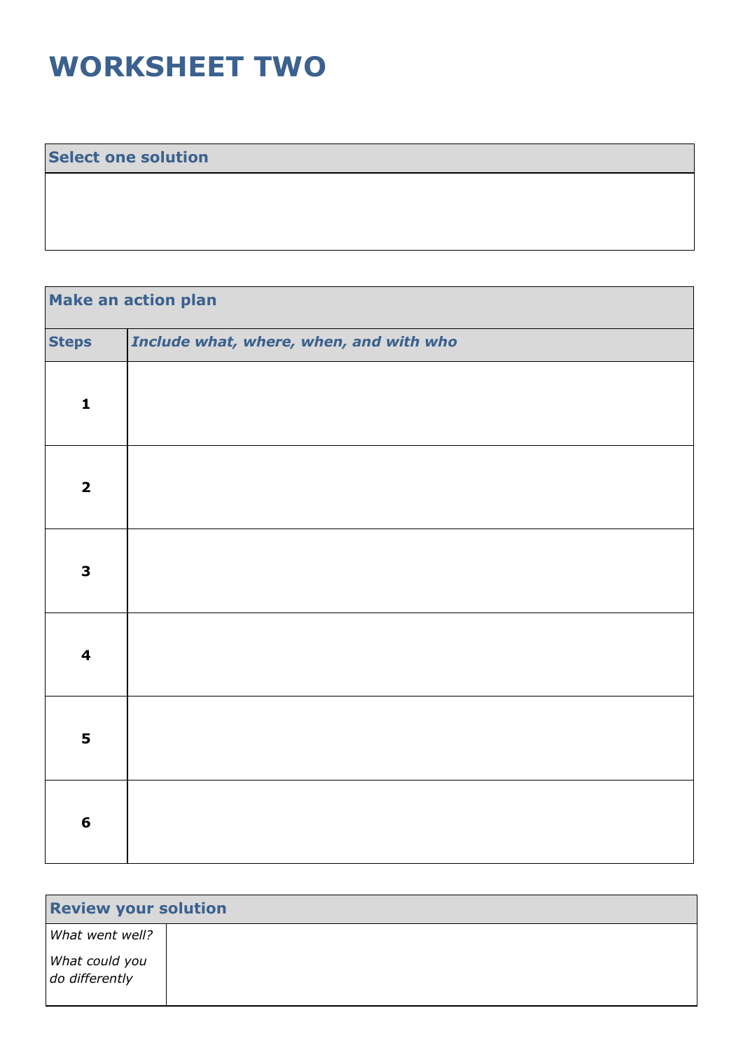# WORKSHEET TWO

| Select one solution |
| --- |
| |

| Make an action plan | |
| --- | --- |
| **Steps** | ***Include what, where, when, and with who*** |
| **1** | |
| **2** | |
| **3** | |
| **4** | |
| **5** | |
| **6** | |

| Review your solution | |
| --- | --- |
| *What went well?* *What could you do differently* | |